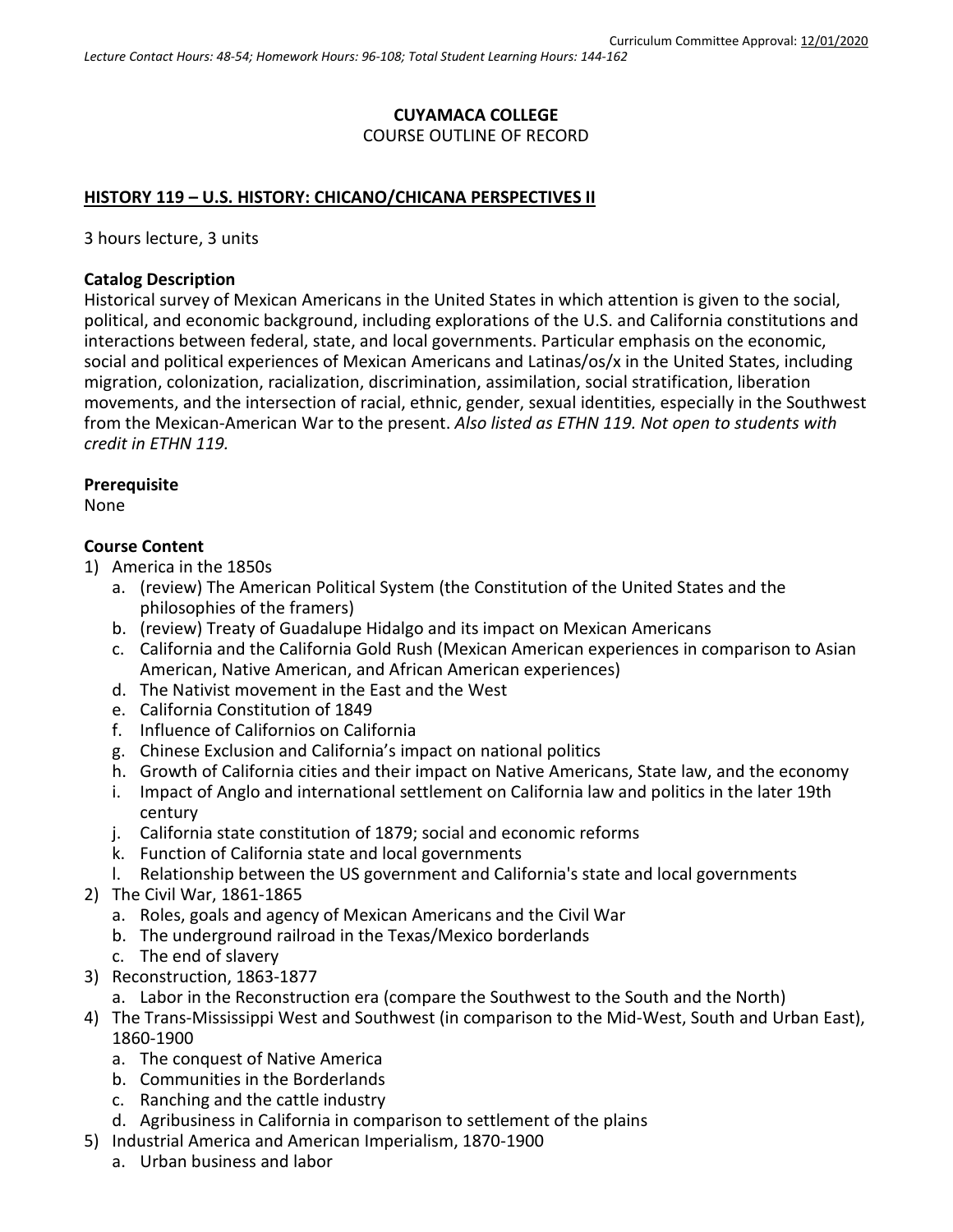Curriculum Committee Approval: 12/01/2020

*Lecture Contact Hours: 48-54; Homework Hours: 96-108; Total Student Learning Hours: 144-162*

**CUYAMACA COLLEGE**
COURSE OUTLINE OF RECORD

**HISTORY 119 – U.S. HISTORY: CHICANO/CHICANA PERSPECTIVES II**

3 hours lecture, 3 units

**Catalog Description**
Historical survey of Mexican Americans in the United States in which attention is given to the social, political, and economic background, including explorations of the U.S. and California constitutions and interactions between federal, state, and local governments. Particular emphasis on the economic, social and political experiences of Mexican Americans and Latinas/os/x in the United States, including migration, colonization, racialization, discrimination, assimilation, social stratification, liberation movements, and the intersection of racial, ethnic, gender, sexual identities, especially in the Southwest from the Mexican-American War to the present. *Also listed as ETHN 119. Not open to students with credit in ETHN 119.*

**Prerequisite**
None

**Course Content**

1) America in the 1850s
   a. (review) The American Political System (the Constitution of the United States and the philosophies of the framers)
   b. (review) Treaty of Guadalupe Hidalgo and its impact on Mexican Americans
   c. California and the California Gold Rush (Mexican American experiences in comparison to Asian American, Native American, and African American experiences)
   d. The Nativist movement in the East and the West
   e. California Constitution of 1849
   f. Influence of Californios on California
   g. Chinese Exclusion and California's impact on national politics
   h. Growth of California cities and their impact on Native Americans, State law, and the economy
   i. Impact of Anglo and international settlement on California law and politics in the later 19th century
   j. California state constitution of 1879; social and economic reforms
   k. Function of California state and local governments
   l. Relationship between the US government and California's state and local governments
2) The Civil War, 1861-1865
   a. Roles, goals and agency of Mexican Americans and the Civil War
   b. The underground railroad in the Texas/Mexico borderlands
   c. The end of slavery
3) Reconstruction, 1863-1877
   a. Labor in the Reconstruction era (compare the Southwest to the South and the North)
4) The Trans-Mississippi West and Southwest (in comparison to the Mid-West, South and Urban East), 1860-1900
   a. The conquest of Native America
   b. Communities in the Borderlands
   c. Ranching and the cattle industry
   d. Agribusiness in California in comparison to settlement of the plains
5) Industrial America and American Imperialism, 1870-1900
   a. Urban business and labor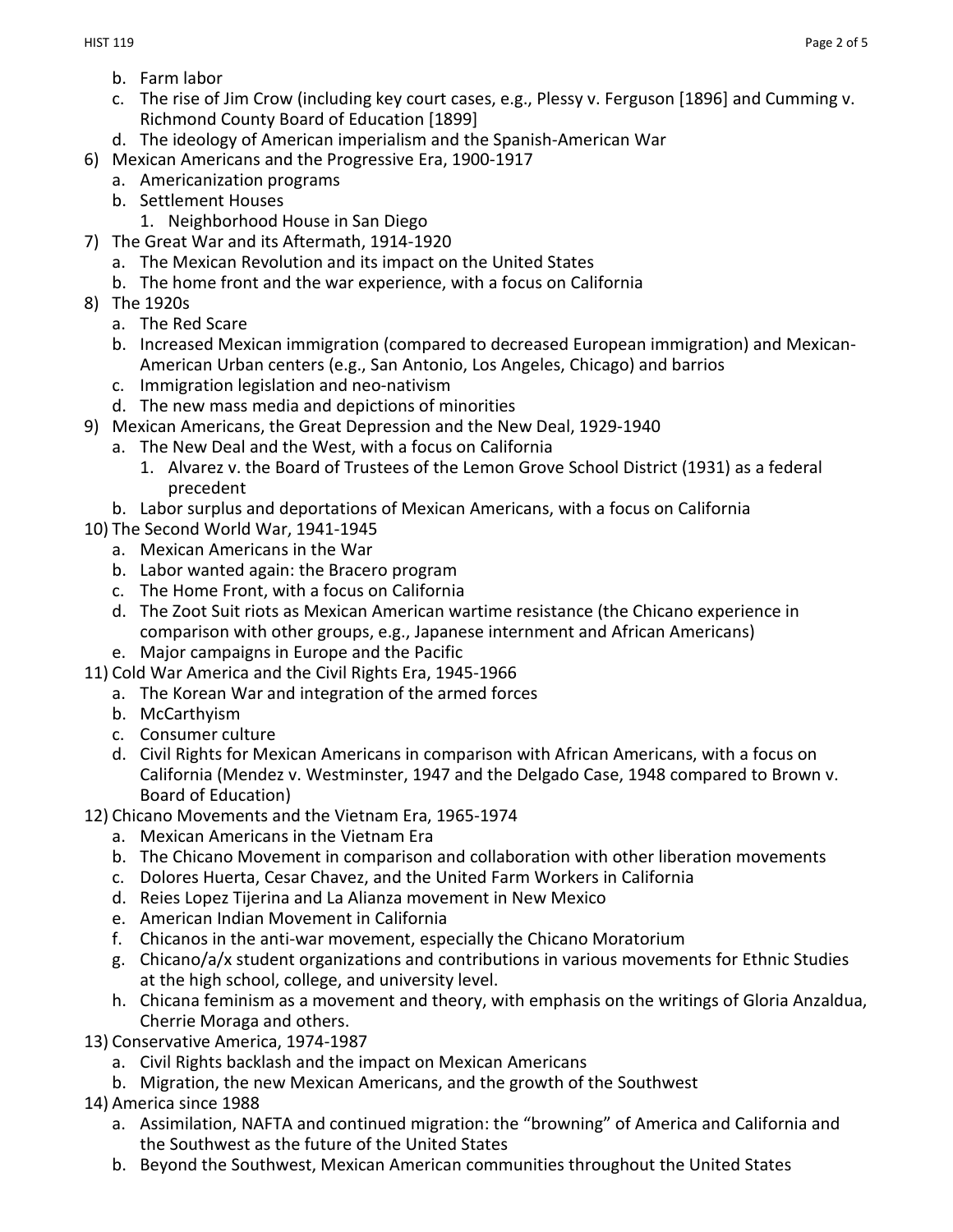b. Farm labor
   c. The rise of Jim Crow (including key court cases, e.g., Plessy v. Ferguson [1896] and Cumming v. Richmond County Board of Education [1899]
   d. The ideology of American imperialism and the Spanish-American War
6) Mexican Americans and the Progressive Era, 1900-1917
   a. Americanization programs
   b. Settlement Houses
      1. Neighborhood House in San Diego
7) The Great War and its Aftermath, 1914-1920
   a. The Mexican Revolution and its impact on the United States
   b. The home front and the war experience, with a focus on California
8) The 1920s
   a. The Red Scare
   b. Increased Mexican immigration (compared to decreased European immigration) and Mexican-American Urban centers (e.g., San Antonio, Los Angeles, Chicago) and barrios
   c. Immigration legislation and neo-nativism
   d. The new mass media and depictions of minorities
9) Mexican Americans, the Great Depression and the New Deal, 1929-1940
   a. The New Deal and the West, with a focus on California
      1. Alvarez v. the Board of Trustees of the Lemon Grove School District (1931) as a federal precedent
   b. Labor surplus and deportations of Mexican Americans, with a focus on California
10) The Second World War, 1941-1945
   a. Mexican Americans in the War
   b. Labor wanted again: the Bracero program
   c. The Home Front, with a focus on California
   d. The Zoot Suit riots as Mexican American wartime resistance (the Chicano experience in comparison with other groups, e.g., Japanese internment and African Americans)
   e. Major campaigns in Europe and the Pacific
11) Cold War America and the Civil Rights Era, 1945-1966
   a. The Korean War and integration of the armed forces
   b. McCarthyism
   c. Consumer culture
   d. Civil Rights for Mexican Americans in comparison with African Americans, with a focus on California (Mendez v. Westminster, 1947 and the Delgado Case, 1948 compared to Brown v. Board of Education)
12) Chicano Movements and the Vietnam Era, 1965-1974
   a. Mexican Americans in the Vietnam Era
   b. The Chicano Movement in comparison and collaboration with other liberation movements
   c. Dolores Huerta, Cesar Chavez, and the United Farm Workers in California
   d. Reies Lopez Tijerina and La Alianza movement in New Mexico
   e. American Indian Movement in California
   f. Chicanos in the anti-war movement, especially the Chicano Moratorium
   g. Chicano/a/x student organizations and contributions in various movements for Ethnic Studies at the high school, college, and university level.
   h. Chicana feminism as a movement and theory, with emphasis on the writings of Gloria Anzaldua, Cherrie Moraga and others.
13) Conservative America, 1974-1987
   a. Civil Rights backlash and the impact on Mexican Americans
   b. Migration, the new Mexican Americans, and the growth of the Southwest
14) America since 1988
   a. Assimilation, NAFTA and continued migration: the "browning" of America and California and the Southwest as the future of the United States
   b. Beyond the Southwest, Mexican American communities throughout the United States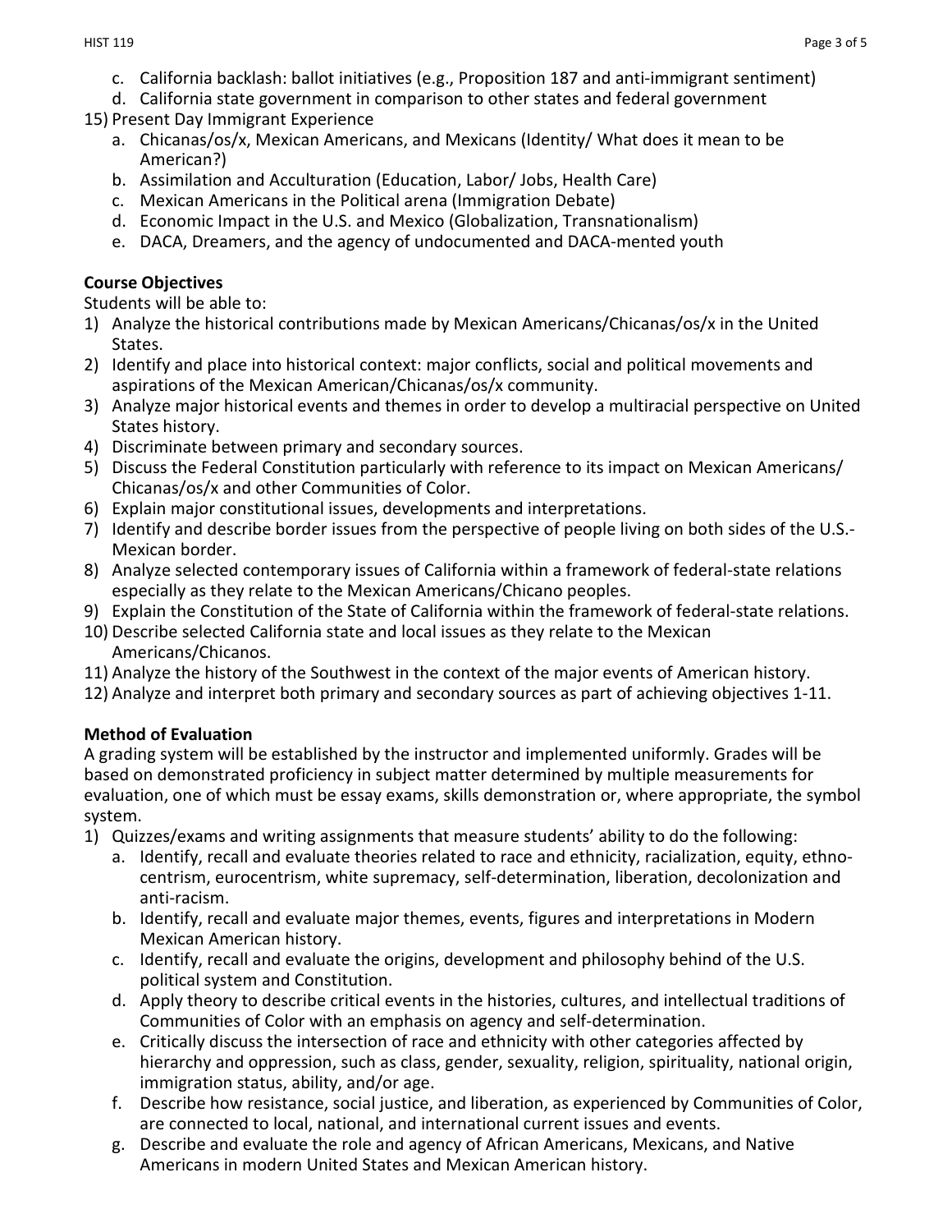c. California backlash: ballot initiatives (e.g., Proposition 187 and anti-immigrant sentiment)
d. California state government in comparison to other states and federal government

15) Present Day Immigrant Experience
    a. Chicanas/os/x, Mexican Americans, and Mexicans (Identity/ What does it mean to be American?)
    b. Assimilation and Acculturation (Education, Labor/ Jobs, Health Care)
    c. Mexican Americans in the Political arena (Immigration Debate)
    d. Economic Impact in the U.S. and Mexico (Globalization, Transnationalism)
    e. DACA, Dreamers, and the agency of undocumented and DACA-mented youth

**Course Objectives**

Students will be able to:

1) Analyze the historical contributions made by Mexican Americans/Chicanas/os/x in the United States.
2) Identify and place into historical context: major conflicts, social and political movements and aspirations of the Mexican American/Chicanas/os/x community.
3) Analyze major historical events and themes in order to develop a multiracial perspective on United States history.
4) Discriminate between primary and secondary sources.
5) Discuss the Federal Constitution particularly with reference to its impact on Mexican Americans/ Chicanas/os/x and other Communities of Color.
6) Explain major constitutional issues, developments and interpretations.
7) Identify and describe border issues from the perspective of people living on both sides of the U.S.-Mexican border.
8) Analyze selected contemporary issues of California within a framework of federal-state relations especially as they relate to the Mexican Americans/Chicano peoples.
9) Explain the Constitution of the State of California within the framework of federal-state relations.
10) Describe selected California state and local issues as they relate to the Mexican Americans/Chicanos.
11) Analyze the history of the Southwest in the context of the major events of American history.
12) Analyze and interpret both primary and secondary sources as part of achieving objectives 1-11.

**Method of Evaluation**

A grading system will be established by the instructor and implemented uniformly. Grades will be based on demonstrated proficiency in subject matter determined by multiple measurements for evaluation, one of which must be essay exams, skills demonstration or, where appropriate, the symbol system.

1) Quizzes/exams and writing assignments that measure students' ability to do the following:
   a. Identify, recall and evaluate theories related to race and ethnicity, racialization, equity, ethno-centrism, eurocentrism, white supremacy, self-determination, liberation, decolonization and anti-racism.
   b. Identify, recall and evaluate major themes, events, figures and interpretations in Modern Mexican American history.
   c. Identify, recall and evaluate the origins, development and philosophy behind of the U.S. political system and Constitution.
   d. Apply theory to describe critical events in the histories, cultures, and intellectual traditions of Communities of Color with an emphasis on agency and self-determination.
   e. Critically discuss the intersection of race and ethnicity with other categories affected by hierarchy and oppression, such as class, gender, sexuality, religion, spirituality, national origin, immigration status, ability, and/or age.
   f. Describe how resistance, social justice, and liberation, as experienced by Communities of Color, are connected to local, national, and international current issues and events.
   g. Describe and evaluate the role and agency of African Americans, Mexicans, and Native Americans in modern United States and Mexican American history.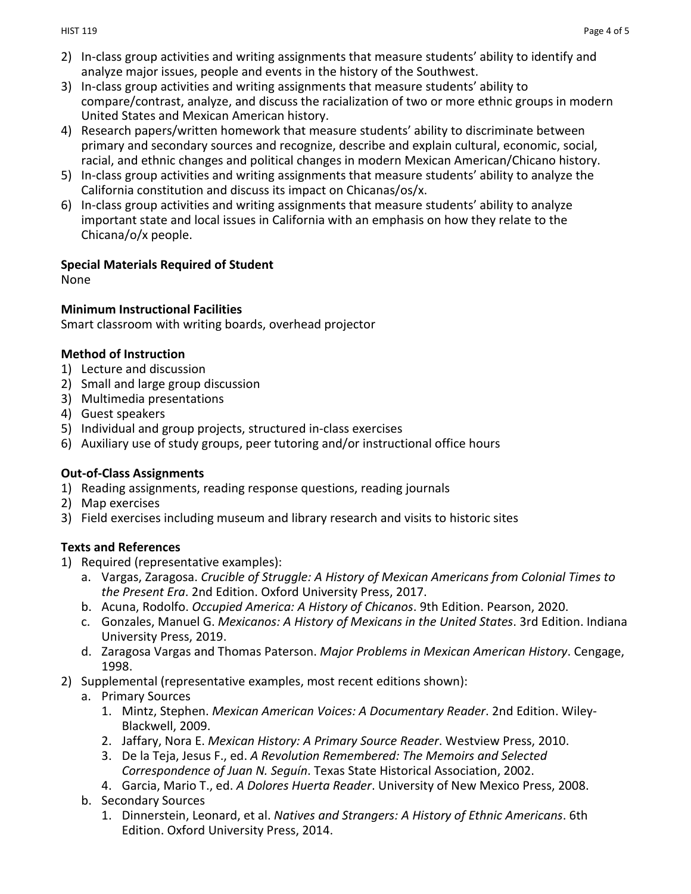2) In-class group activities and writing assignments that measure students' ability to identify and analyze major issues, people and events in the history of the Southwest.
3) In-class group activities and writing assignments that measure students' ability to compare/contrast, analyze, and discuss the racialization of two or more ethnic groups in modern United States and Mexican American history.
4) Research papers/written homework that measure students' ability to discriminate between primary and secondary sources and recognize, describe and explain cultural, economic, social, racial, and ethnic changes and political changes in modern Mexican American/Chicano history.
5) In-class group activities and writing assignments that measure students' ability to analyze the California constitution and discuss its impact on Chicanas/os/x.
6) In-class group activities and writing assignments that measure students' ability to analyze important state and local issues in California with an emphasis on how they relate to the Chicana/o/x people.

**Special Materials Required of Student**
None

**Minimum Instructional Facilities**
Smart classroom with writing boards, overhead projector

**Method of Instruction**
1) Lecture and discussion
2) Small and large group discussion
3) Multimedia presentations
4) Guest speakers
5) Individual and group projects, structured in-class exercises
6) Auxiliary use of study groups, peer tutoring and/or instructional office hours

**Out-of-Class Assignments**
1) Reading assignments, reading response questions, reading journals
2) Map exercises
3) Field exercises including museum and library research and visits to historic sites

**Texts and References**
1) Required (representative examples):
   a. Vargas, Zaragosa. *Crucible of Struggle: A History of Mexican Americans from Colonial Times to the Present Era*. 2nd Edition. Oxford University Press, 2017.
   b. Acuna, Rodolfo. *Occupied America: A History of Chicanos*. 9th Edition. Pearson, 2020.
   c. Gonzales, Manuel G. *Mexicanos: A History of Mexicans in the United States*. 3rd Edition. Indiana University Press, 2019.
   d. Zaragosa Vargas and Thomas Paterson. *Major Problems in Mexican American History*. Cengage, 1998.
2) Supplemental (representative examples, most recent editions shown):
   a. Primary Sources
      1. Mintz, Stephen. *Mexican American Voices: A Documentary Reader*. 2nd Edition. Wiley-Blackwell, 2009.
      2. Jaffary, Nora E. *Mexican History: A Primary Source Reader*. Westview Press, 2010.
      3. De la Teja, Jesus F., ed. *A Revolution Remembered: The Memoirs and Selected Correspondence of Juan N. Seguín*. Texas State Historical Association, 2002.
      4. Garcia, Mario T., ed. *A Dolores Huerta Reader*. University of New Mexico Press, 2008.
   b. Secondary Sources
      1. Dinnerstein, Leonard, et al. *Natives and Strangers: A History of Ethnic Americans*. 6th Edition. Oxford University Press, 2014.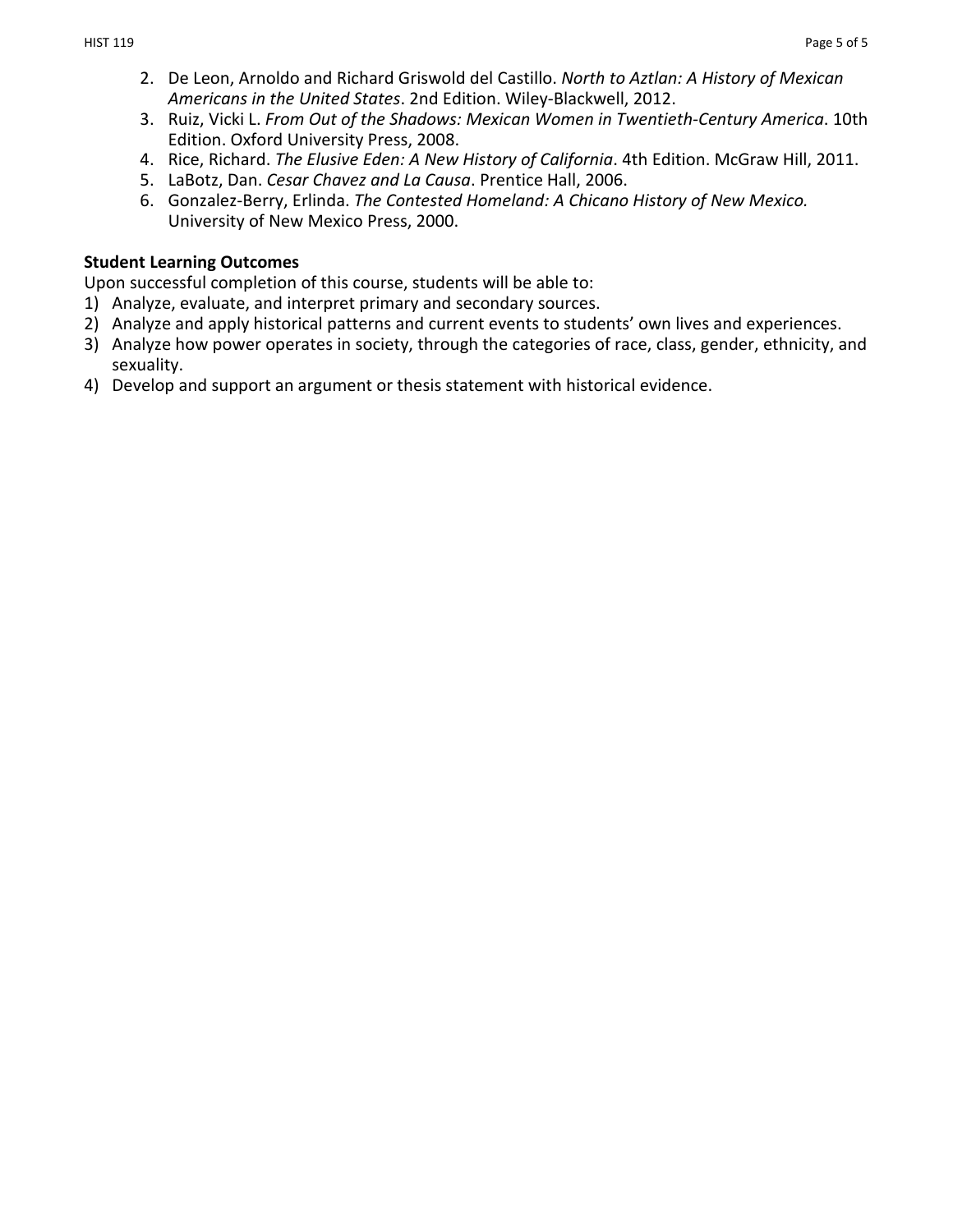2. De Leon, Arnoldo and Richard Griswold del Castillo. *North to Aztlan: A History of Mexican Americans in the United States*. 2nd Edition. Wiley-Blackwell, 2012.
3. Ruiz, Vicki L. *From Out of the Shadows: Mexican Women in Twentieth-Century America*. 10th Edition. Oxford University Press, 2008.
4. Rice, Richard. *The Elusive Eden: A New History of California*. 4th Edition. McGraw Hill, 2011.
5. LaBotz, Dan. *Cesar Chavez and La Causa*. Prentice Hall, 2006.
6. Gonzalez-Berry, Erlinda. *The Contested Homeland: A Chicano History of New Mexico.* University of New Mexico Press, 2000.

**Student Learning Outcomes**

Upon successful completion of this course, students will be able to:

1) Analyze, evaluate, and interpret primary and secondary sources.
2) Analyze and apply historical patterns and current events to students' own lives and experiences.
3) Analyze how power operates in society, through the categories of race, class, gender, ethnicity, and sexuality.
4) Develop and support an argument or thesis statement with historical evidence.